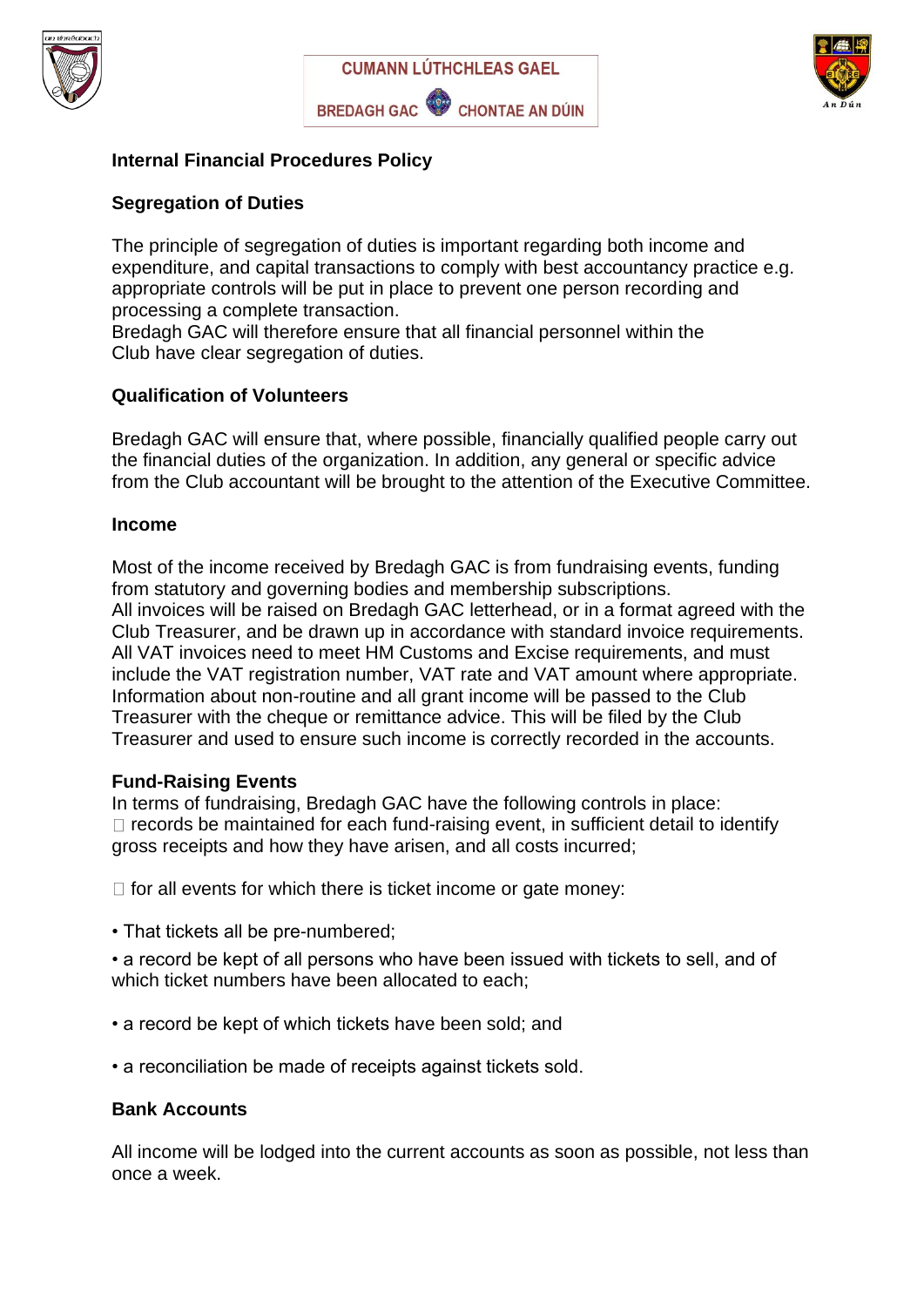CUMANN LÚTHCHLEAS GAEL

BREDAGH GAC CHONTAE AN DÚIN

**Internal Financial Procedures Policy**

**Segregation of Duties**

The principle of segregation of duties is important regarding both income and expenditure, and capital transactions to comply with best accountancy practice e.g. appropriate controls will be put in place to prevent one person recording and processing a complete transaction.
Bredagh GAC will therefore ensure that all financial personnel within the Club have clear segregation of duties.

**Qualification of Volunteers**

Bredagh GAC will ensure that, where possible, financially qualified people carry out the financial duties of the organization. In addition, any general or specific advice from the Club accountant will be brought to the attention of the Executive Committee.

**Income**

Most of the income received by Bredagh GAC is from fundraising events, funding from statutory and governing bodies and membership subscriptions.
All invoices will be raised on Bredagh GAC letterhead, or in a format agreed with the Club Treasurer, and be drawn up in accordance with standard invoice requirements. All VAT invoices need to meet HM Customs and Excise requirements, and must include the VAT registration number, VAT rate and VAT amount where appropriate. Information about non-routine and all grant income will be passed to the Club Treasurer with the cheque or remittance advice. This will be filed by the Club Treasurer and used to ensure such income is correctly recorded in the accounts.

**Fund-Raising Events**

In terms of fundraising, Bredagh GAC have the following controls in place:

- records be maintained for each fund-raising event, in sufficient detail to identify gross receipts and how they have arisen, and all costs incurred;

- for all events for which there is ticket income or gate money:

• That tickets all be pre-numbered;

• a record be kept of all persons who have been issued with tickets to sell, and of which ticket numbers have been allocated to each;

• a record be kept of which tickets have been sold; and

• a reconciliation be made of receipts against tickets sold.

**Bank Accounts**

All income will be lodged into the current accounts as soon as possible, not less than once a week.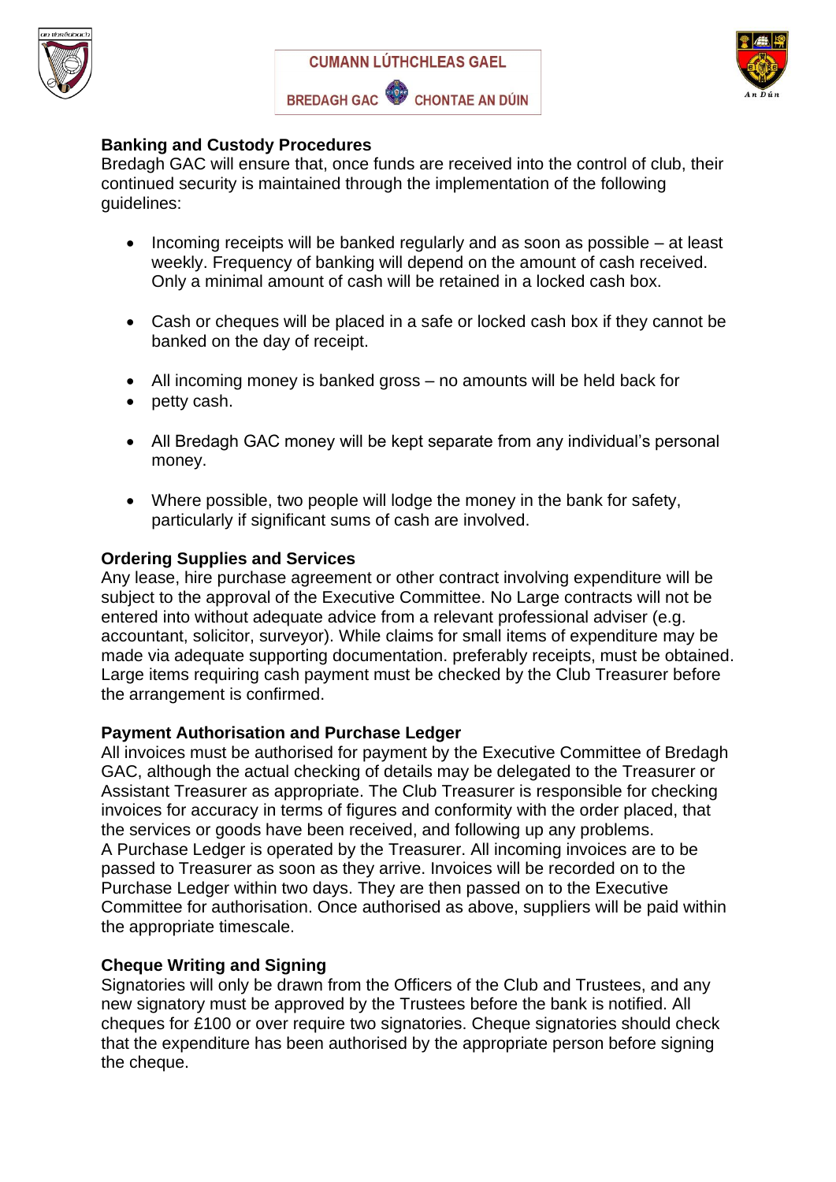## Banking and Custody Procedures

Bredagh GAC will ensure that, once funds are received into the control of club, their continued security is maintained through the implementation of the following guidelines:

- Incoming receipts will be banked regularly and as soon as possible – at least weekly. Frequency of banking will depend on the amount of cash received. Only a minimal amount of cash will be retained in a locked cash box.
- Cash or cheques will be placed in a safe or locked cash box if they cannot be banked on the day of receipt.
- All incoming money is banked gross – no amounts will be held back for
- petty cash.
- All Bredagh GAC money will be kept separate from any individual's personal money.
- Where possible, two people will lodge the money in the bank for safety, particularly if significant sums of cash are involved.

## Ordering Supplies and Services

Any lease, hire purchase agreement or other contract involving expenditure will be subject to the approval of the Executive Committee. No Large contracts will not be entered into without adequate advice from a relevant professional adviser (e.g. accountant, solicitor, surveyor). While claims for small items of expenditure may be made via adequate supporting documentation. preferably receipts, must be obtained. Large items requiring cash payment must be checked by the Club Treasurer before the arrangement is confirmed.

## Payment Authorisation and Purchase Ledger

All invoices must be authorised for payment by the Executive Committee of Bredagh GAC, although the actual checking of details may be delegated to the Treasurer or Assistant Treasurer as appropriate. The Club Treasurer is responsible for checking invoices for accuracy in terms of figures and conformity with the order placed, that the services or goods have been received, and following up any problems.
A Purchase Ledger is operated by the Treasurer. All incoming invoices are to be passed to Treasurer as soon as they arrive. Invoices will be recorded on to the Purchase Ledger within two days. They are then passed on to the Executive Committee for authorisation. Once authorised as above, suppliers will be paid within the appropriate timescale.

## Cheque Writing and Signing

Signatories will only be drawn from the Officers of the Club and Trustees, and any new signatory must be approved by the Trustees before the bank is notified. All cheques for £100 or over require two signatories. Cheque signatories should check that the expenditure has been authorised by the appropriate person before signing the cheque.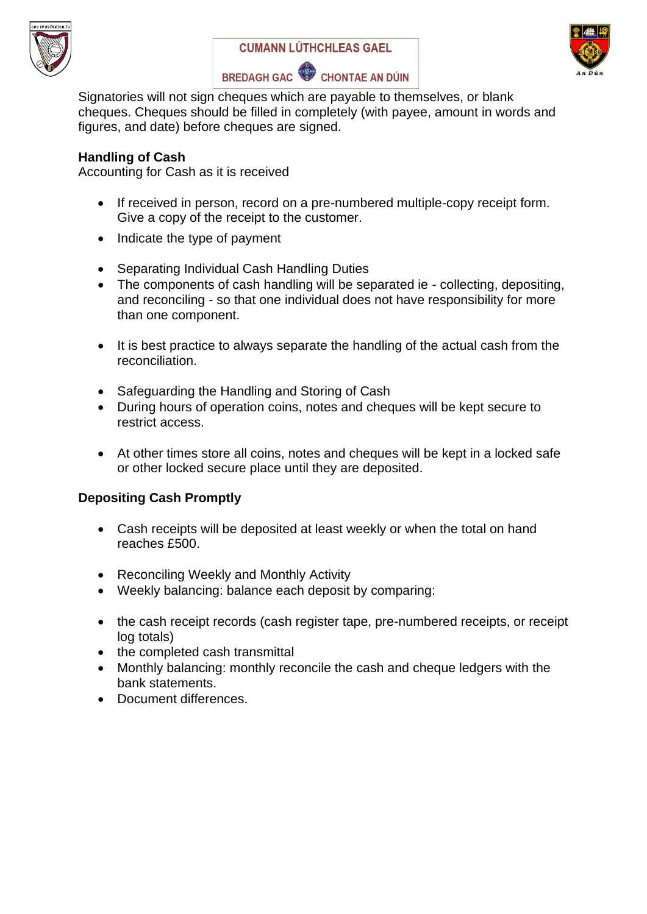Signatories will not sign cheques which are payable to themselves, or blank cheques. Cheques should be filled in completely (with payee, amount in words and figures, and date) before cheques are signed.

**Handling of Cash**
Accounting for Cash as it is received

- If received in person, record on a pre-numbered multiple-copy receipt form. Give a copy of the receipt to the customer.
- Indicate the type of payment

- Separating Individual Cash Handling Duties
- The components of cash handling will be separated ie - collecting, depositing, and reconciling - so that one individual does not have responsibility for more than one component.

- It is best practice to always separate the handling of the actual cash from the reconciliation.

- Safeguarding the Handling and Storing of Cash
- During hours of operation coins, notes and cheques will be kept secure to restrict access.

- At other times store all coins, notes and cheques will be kept in a locked safe or other locked secure place until they are deposited.

**Depositing Cash Promptly**

- Cash receipts will be deposited at least weekly or when the total on hand reaches £500.

- Reconciling Weekly and Monthly Activity
- Weekly balancing: balance each deposit by comparing:

- the cash receipt records (cash register tape, pre-numbered receipts, or receipt log totals)
- the completed cash transmittal
- Monthly balancing: monthly reconcile the cash and cheque ledgers with the bank statements.
- Document differences.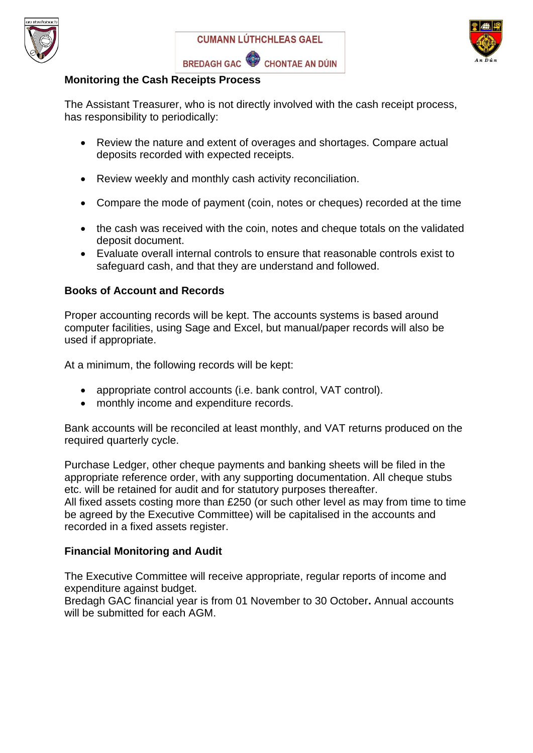### Monitoring the Cash Receipts Process

The Assistant Treasurer, who is not directly involved with the cash receipt process, has responsibility to periodically:

- Review the nature and extent of overages and shortages. Compare actual deposits recorded with expected receipts.
- Review weekly and monthly cash activity reconciliation.
- Compare the mode of payment (coin, notes or cheques) recorded at the time
- the cash was received with the coin, notes and cheque totals on the validated deposit document.
- Evaluate overall internal controls to ensure that reasonable controls exist to safeguard cash, and that they are understand and followed.

### Books of Account and Records

Proper accounting records will be kept. The accounts systems is based around computer facilities, using Sage and Excel, but manual/paper records will also be used if appropriate.

At a minimum, the following records will be kept:

- appropriate control accounts (i.e. bank control, VAT control).
- monthly income and expenditure records.

Bank accounts will be reconciled at least monthly, and VAT returns produced on the required quarterly cycle.

Purchase Ledger, other cheque payments and banking sheets will be filed in the appropriate reference order, with any supporting documentation. All cheque stubs etc. will be retained for audit and for statutory purposes thereafter.
All fixed assets costing more than £250 (or such other level as may from time to time be agreed by the Executive Committee) will be capitalised in the accounts and recorded in a fixed assets register.

### Financial Monitoring and Audit

The Executive Committee will receive appropriate, regular reports of income and expenditure against budget.
Bredagh GAC financial year is from 01 November to 30 October**.** Annual accounts will be submitted for each AGM.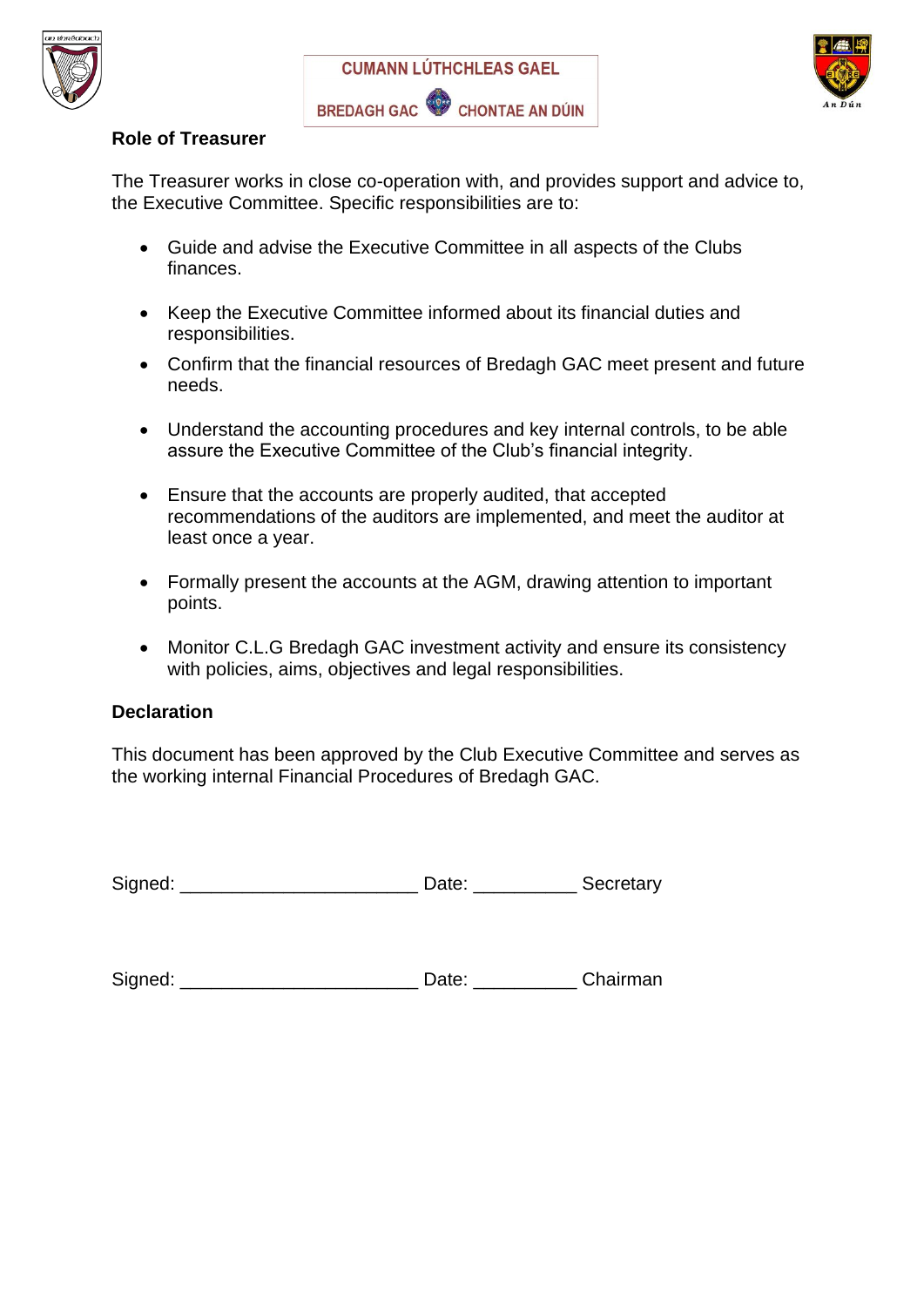## Role of Treasurer

The Treasurer works in close co-operation with, and provides support and advice to, the Executive Committee. Specific responsibilities are to:

- Guide and advise the Executive Committee in all aspects of the Clubs finances.
- Keep the Executive Committee informed about its financial duties and responsibilities.
- Confirm that the financial resources of Bredagh GAC meet present and future needs.
- Understand the accounting procedures and key internal controls, to be able assure the Executive Committee of the Club's financial integrity.
- Ensure that the accounts are properly audited, that accepted recommendations of the auditors are implemented, and meet the auditor at least once a year.
- Formally present the accounts at the AGM, drawing attention to important points.
- Monitor C.L.G Bredagh GAC investment activity and ensure its consistency with policies, aims, objectives and legal responsibilities.

## Declaration

This document has been approved by the Club Executive Committee and serves as the working internal Financial Procedures of Bredagh GAC.

Signed: _______________________ Date: __________ Secretary

Signed: _______________________ Date: __________ Chairman